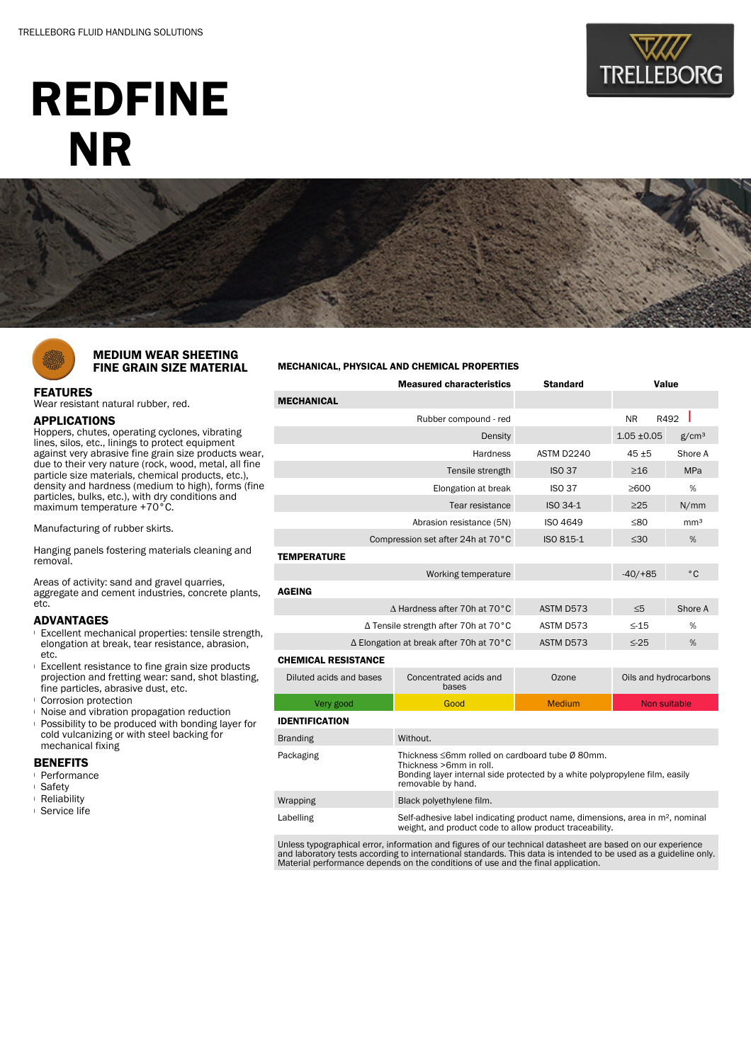TRELLEBORG FLUID HANDLING SOLUTIONS

# REDFINE NR

## MEDIUM WEAR SHEETING FINE GRAIN SIZE MATERIAL

### FEATURES

Wear resistant natural rubber, red.

### APPLICATIONS

Hoppers, chutes, operating cyclones, vibrating lines, silos, etc., linings to protect equipment against very abrasive fine grain size products wear, due to their very nature (rock, wood, metal, all fine particle size materials, chemical products, etc.), density and hardness (medium to high), forms (fine particles, bulks, etc.), with dry conditions and maximum temperature +70°C.

Manufacturing of rubber skirts.

Hanging panels fostering materials cleaning and removal.

Areas of activity: sand and gravel quarries, aggregate and cement industries, concrete plants, etc.

### ADVANTAGES

- Excellent mechanical properties: tensile strength, elongation at break, tear resistance, abrasion, etc.
- Excellent resistance to fine grain size products projection and fretting wear: sand, shot blasting, fine particles, abrasive dust, etc.
- Corrosion protection
- Noise and vibration propagation reduction
- Possibility to be produced with bonding layer for cold vulcanizing or with steel backing for mechanical fixing

### BENEFITS

- Performance
- Safety
- Reliability
- Service life

### MECHANICAL, PHYSICAL AND CHEMICAL PROPERTIES

| Measured characteristics | Standard | Value | |
|---|---|---|---|
| **MECHANICAL** | | | |
| Rubber compound - red | | NR | R492 |
| Density | | 1.05 ±0.05 | g/cm³ |
| Hardness | ASTM D2240 | 45 ±5 | Shore A |
| Tensile strength | ISO 37 | ≥16 | MPa |
| Elongation at break | ISO 37 | ≥600 | % |
| Tear resistance | ISO 34-1 | ≥25 | N/mm |
| Abrasion resistance (5N) | ISO 4649 | ≤80 | mm³ |
| Compression set after 24h at 70°C | ISO 815-1 | ≤30 | % |
| **TEMPERATURE** | | | |
| Working temperature | | -40/+85 | °C |
| **AGEING** | | | |
| Δ Hardness after 70h at 70°C | ASTM D573 | ≤5 | Shore A |
| Δ Tensile strength after 70h at 70°C | ASTM D573 | ≤-15 | % |
| Δ Elongation at break after 70h at 70°C | ASTM D573 | ≤-25 | % |

**CHEMICAL RESISTANCE**

| Diluted acids and bases | Concentrated acids and bases | Ozone | Oils and hydrocarbons |
|---|---|---|---|
| Very good | Good | Medium | Non suitable |

**IDENTIFICATION**

| | |
|---|---|
| Branding | Without. |
| Packaging | Thickness ≤6mm rolled on cardboard tube Ø 80mm.<br>Thickness >6mm in roll.<br>Bonding layer internal side protected by a white polypropylene film, easily removable by hand. |
| Wrapping | Black polyethylene film. |
| Labelling | Self-adhesive label indicating product name, dimensions, area in m², nominal weight, and product code to allow product traceability. |

Unless typographical error, information and figures of our technical datasheet are based on our experience and laboratory tests according to international standards. This data is intended to be used as a guideline only. Material performance depends on the conditions of use and the final application.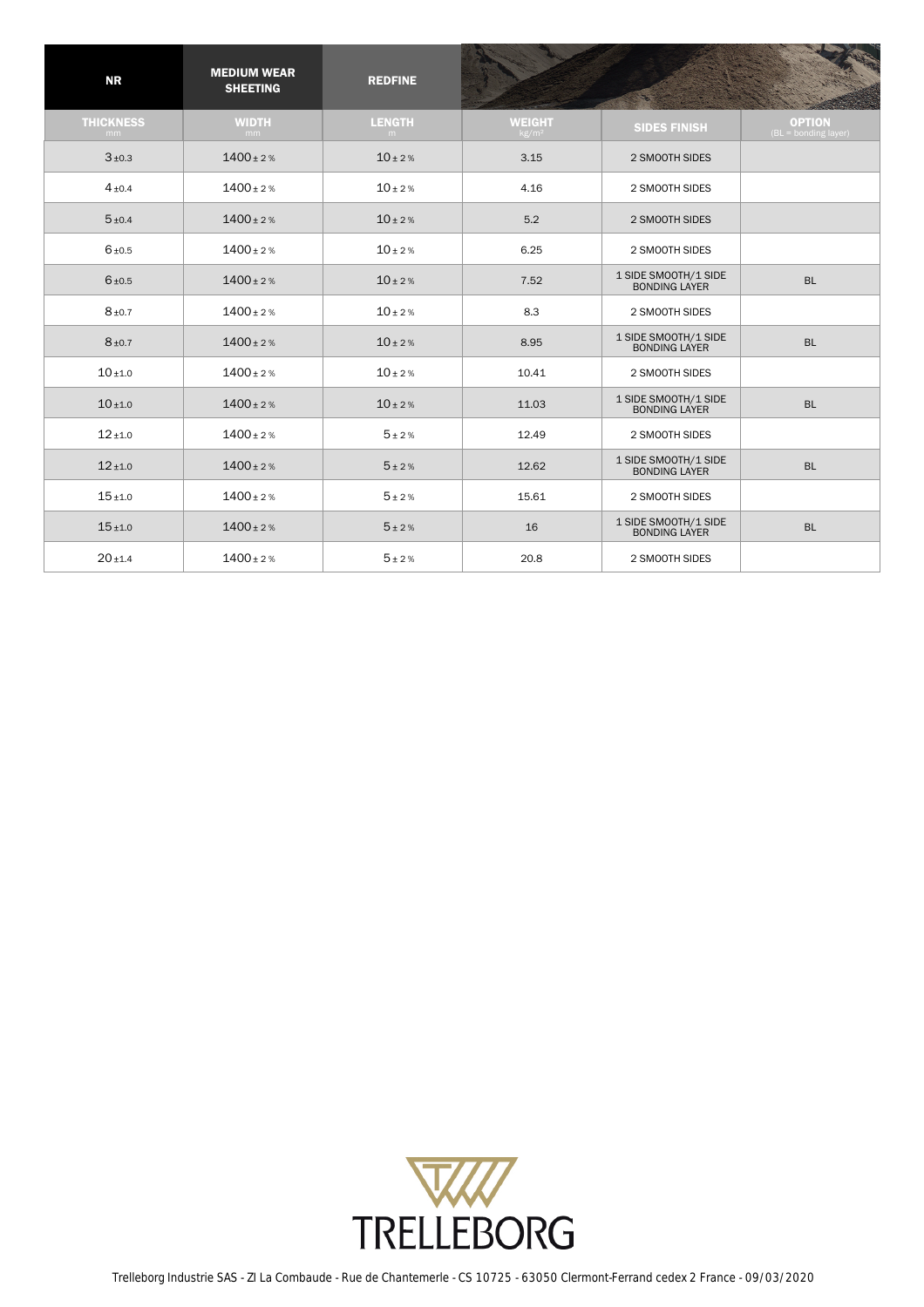| NR | MEDIUM WEAR SHEETING | REDFINE | | | |
|---|---|---|---|---|---|
| **THICKNESS** mm | **WIDTH** mm | **LENGTH** m | **WEIGHT** $kg/m^2$ | **SIDES FINISH** | **OPTION** (BL = bonding layer) |
| $3_{\pm 0.3}$ | $1400_{\pm 2\%}$ | $10_{\pm 2\%}$ | 3.15 | 2 SMOOTH SIDES | |
| $4_{\pm 0.4}$ | $1400_{\pm 2\%}$ | $10_{\pm 2\%}$ | 4.16 | 2 SMOOTH SIDES | |
| $5_{\pm 0.4}$ | $1400_{\pm 2\%}$ | $10_{\pm 2\%}$ | 5.2 | 2 SMOOTH SIDES | |
| $6_{\pm 0.5}$ | $1400_{\pm 2\%}$ | $10_{\pm 2\%}$ | 6.25 | 2 SMOOTH SIDES | |
| $6_{\pm 0.5}$ | $1400_{\pm 2\%}$ | $10_{\pm 2\%}$ | 7.52 | 1 SIDE SMOOTH/1 SIDE BONDING LAYER | BL |
| $8_{\pm 0.7}$ | $1400_{\pm 2\%}$ | $10_{\pm 2\%}$ | 8.3 | 2 SMOOTH SIDES | |
| $8_{\pm 0.7}$ | $1400_{\pm 2\%}$ | $10_{\pm 2\%}$ | 8.95 | 1 SIDE SMOOTH/1 SIDE BONDING LAYER | BL |
| $10_{\pm 1.0}$ | $1400_{\pm 2\%}$ | $10_{\pm 2\%}$ | 10.41 | 2 SMOOTH SIDES | |
| $10_{\pm 1.0}$ | $1400_{\pm 2\%}$ | $10_{\pm 2\%}$ | 11.03 | 1 SIDE SMOOTH/1 SIDE BONDING LAYER | BL |
| $12_{\pm 1.0}$ | $1400_{\pm 2\%}$ | $5_{\pm 2\%}$ | 12.49 | 2 SMOOTH SIDES | |
| $12_{\pm 1.0}$ | $1400_{\pm 2\%}$ | $5_{\pm 2\%}$ | 12.62 | 1 SIDE SMOOTH/1 SIDE BONDING LAYER | BL |
| $15_{\pm 1.0}$ | $1400_{\pm 2\%}$ | $5_{\pm 2\%}$ | 15.61 | 2 SMOOTH SIDES | |
| $15_{\pm 1.0}$ | $1400_{\pm 2\%}$ | $5_{\pm 2\%}$ | 16 | 1 SIDE SMOOTH/1 SIDE BONDING LAYER | BL |
| $20_{\pm 1.4}$ | $1400_{\pm 2\%}$ | $5_{\pm 2\%}$ | 20.8 | 2 SMOOTH SIDES | |

TRELLEBORG

Trelleborg Industrie SAS - ZI La Combaude - Rue de Chantemerle - CS 10725 - 63050 Clermont-Ferrand cedex 2 France - 09/03/2020